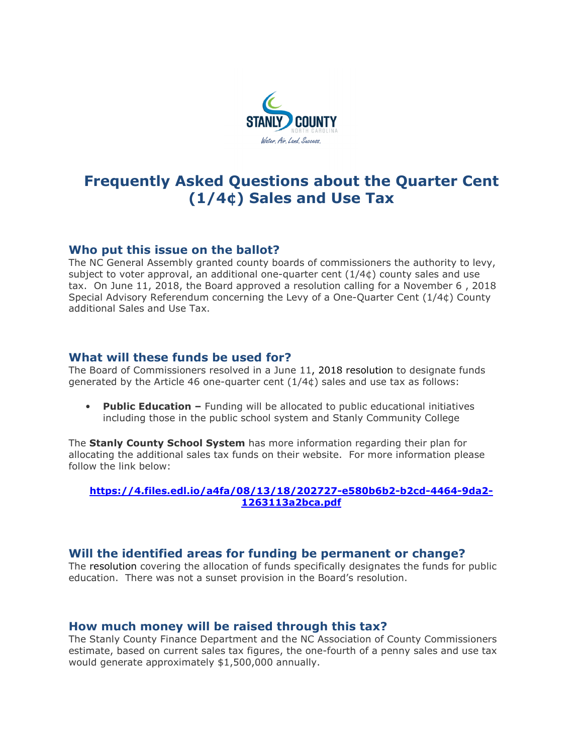# Frequently Asked Questions about the Quarter Cent (1/4¢) Sales and Use Tax

## Who put this issue on the ballot?

The NC General Assembly granted county boards of commissioners the authority to levy, subject to voter approval, an additional one-quarter cent (1/4¢) county sales and use tax. On June 11, 2018, the Board approved a resolution calling for a November 6 , 2018 Special Advisory Referendum concerning the Levy of a One-Quarter Cent (1/4¢) County additional Sales and Use Tax.

## What will these funds be used for?

The Board of Commissioners resolved in a June 11, 2018 resolution to designate funds generated by the Article 46 one-quarter cent (1/4¢) sales and use tax as follows:

- **Public Education –** Funding will be allocated to public educational initiatives including those in the public school system and Stanly Community College

The **Stanly County School System** has more information regarding their plan for allocating the additional sales tax funds on their website. For more information please follow the link below:

**https://4.files.edl.io/a4fa/08/13/18/202727-e580b6b2-b2cd-4464-9da2-1263113a2bca.pdf**

## Will the identified areas for funding be permanent or change?

The resolution covering the allocation of funds specifically designates the funds for public education. There was not a sunset provision in the Board's resolution.

## How much money will be raised through this tax?

The Stanly County Finance Department and the NC Association of County Commissioners estimate, based on current sales tax figures, the one-fourth of a penny sales and use tax would generate approximately $1,500,000 annually.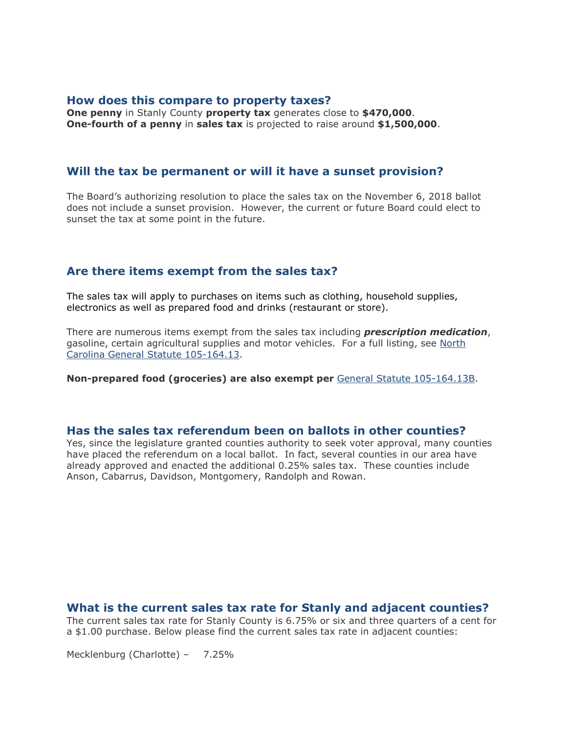### How does this compare to property taxes?

**One penny** in Stanly County **property tax** generates close to **$470,000**.
**One-fourth of a penny** in **sales tax** is projected to raise around **$1,500,000**.

### Will the tax be permanent or will it have a sunset provision?

The Board's authorizing resolution to place the sales tax on the November 6, 2018 ballot does not include a sunset provision. However, the current or future Board could elect to sunset the tax at some point in the future.

### Are there items exempt from the sales tax?

The sales tax will apply to purchases on items such as clothing, household supplies, electronics as well as prepared food and drinks (restaurant or store).

There are numerous items exempt from the sales tax including ***prescription medication***, gasoline, certain agricultural supplies and motor vehicles. For a full listing, see North Carolina General Statute 105-164.13.

**Non-prepared food (groceries) are also exempt per** General Statute 105-164.13B.

### Has the sales tax referendum been on ballots in other counties?

Yes, since the legislature granted counties authority to seek voter approval, many counties have placed the referendum on a local ballot. In fact, several counties in our area have already approved and enacted the additional 0.25% sales tax. These counties include Anson, Cabarrus, Davidson, Montgomery, Randolph and Rowan.

### What is the current sales tax rate for Stanly and adjacent counties?

The current sales tax rate for Stanly County is 6.75% or six and three quarters of a cent for a $1.00 purchase. Below please find the current sales tax rate in adjacent counties:

Mecklenburg (Charlotte) – 7.25%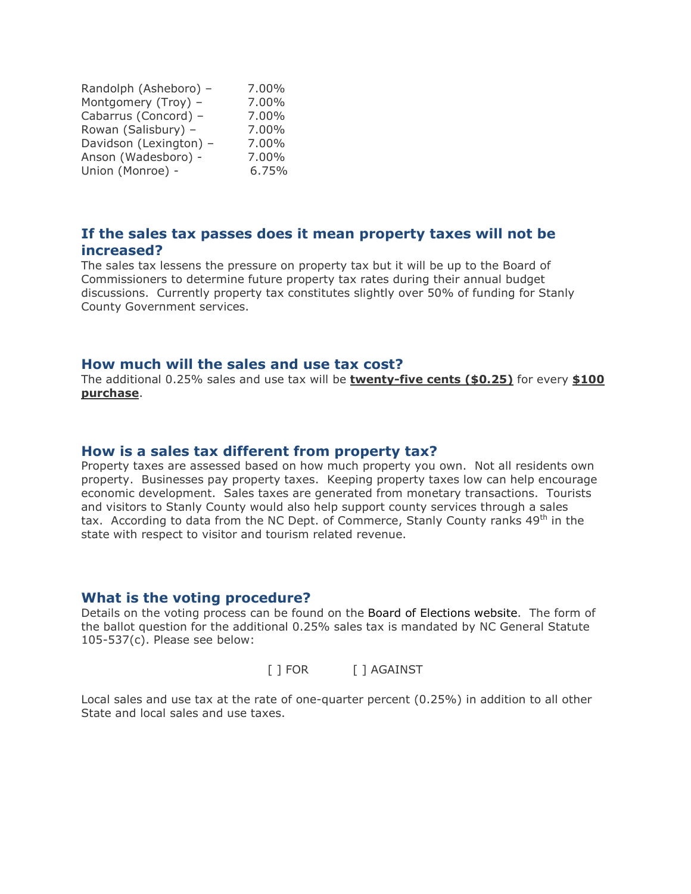| | |
|---|---|
| Randolph (Asheboro) – | 7.00% |
| Montgomery (Troy) – | 7.00% |
| Cabarrus (Concord) – | 7.00% |
| Rowan (Salisbury) – | 7.00% |
| Davidson (Lexington) – | 7.00% |
| Anson (Wadesboro) - | 7.00% |
| Union (Monroe) - | 6.75% |

### If the sales tax passes does it mean property taxes will not be increased?

The sales tax lessens the pressure on property tax but it will be up to the Board of Commissioners to determine future property tax rates during their annual budget discussions. Currently property tax constitutes slightly over 50% of funding for Stanly County Government services.

### How much will the sales and use tax cost?

The additional 0.25% sales and use tax will be **twenty-five cents ($0.25)** for every **$100 purchase**.

### How is a sales tax different from property tax?

Property taxes are assessed based on how much property you own. Not all residents own property. Businesses pay property taxes. Keeping property taxes low can help encourage economic development. Sales taxes are generated from monetary transactions. Tourists and visitors to Stanly County would also help support county services through a sales tax. According to data from the NC Dept. of Commerce, Stanly County ranks 49th in the state with respect to visitor and tourism related revenue.

### What is the voting procedure?

Details on the voting process can be found on the Board of Elections website. The form of the ballot question for the additional 0.25% sales tax is mandated by NC General Statute 105-537(c). Please see below:

[ ] FOR [ ] AGAINST

Local sales and use tax at the rate of one-quarter percent (0.25%) in addition to all other State and local sales and use taxes.